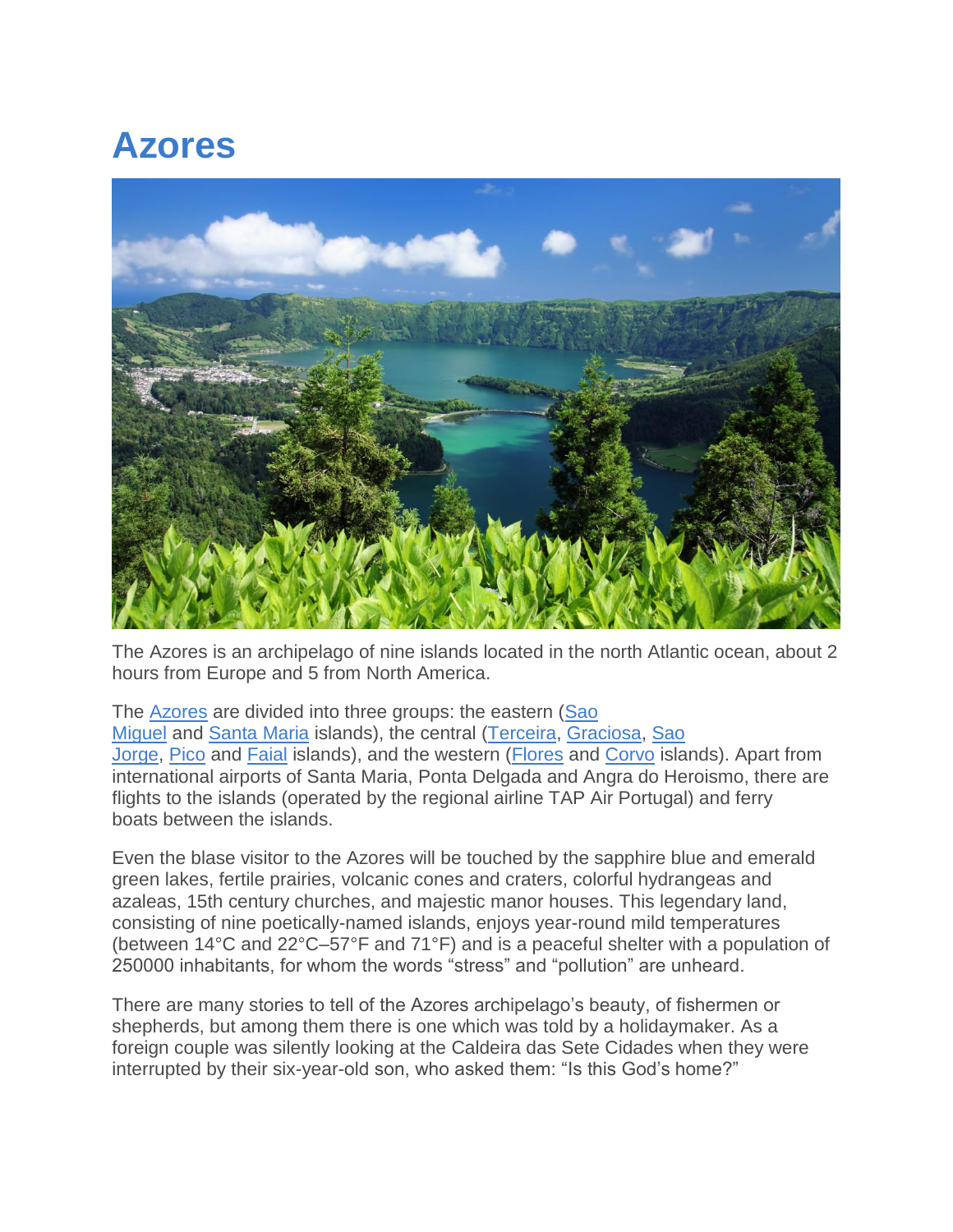# Azores

The Azores is an archipelago of nine islands located in the north Atlantic ocean, about 2 hours from Europe and 5 from North America.

The Azores are divided into three groups: the eastern (Sao Miguel and Santa Maria islands), the central (Terceira, Graciosa, Sao Jorge, Pico and Faial islands), and the western (Flores and Corvo islands). Apart from international airports of Santa Maria, Ponta Delgada and Angra do Heroismo, there are flights to the islands (operated by the regional airline TAP Air Portugal) and ferry boats between the islands.

Even the blase visitor to the Azores will be touched by the sapphire blue and emerald green lakes, fertile prairies, volcanic cones and craters, colorful hydrangeas and azaleas, 15th century churches, and majestic manor houses. This legendary land, consisting of nine poetically-named islands, enjoys year-round mild temperatures (between 14°C and 22°C–57°F and 71°F) and is a peaceful shelter with a population of 250000 inhabitants, for whom the words “stress” and “pollution” are unheard.

There are many stories to tell of the Azores archipelago’s beauty, of fishermen or shepherds, but among them there is one which was told by a holidaymaker. As a foreign couple was silently looking at the Caldeira das Sete Cidades when they were interrupted by their six-year-old son, who asked them: “Is this God’s home?”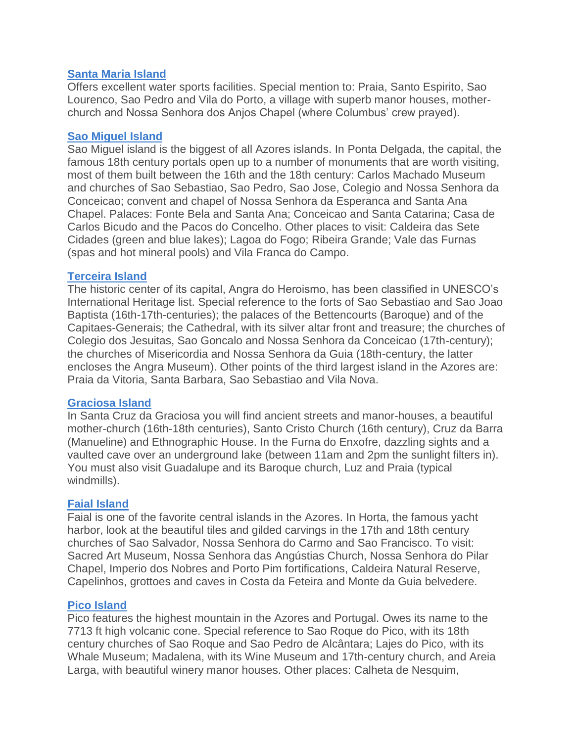## [Santa Maria Island]

Offers excellent water sports facilities. Special mention to: Praia, Santo Espirito, Sao Lourenco, Sao Pedro and Vila do Porto, a village with superb manor houses, mother-church and Nossa Senhora dos Anjos Chapel (where Columbus' crew prayed).

## [Sao Miguel Island]

Sao Miguel island is the biggest of all Azores islands. In Ponta Delgada, the capital, the famous 18th century portals open up to a number of monuments that are worth visiting, most of them built between the 16th and the 18th century: Carlos Machado Museum and churches of Sao Sebastiao, Sao Pedro, Sao Jose, Colegio and Nossa Senhora da Conceicao; convent and chapel of Nossa Senhora da Esperanca and Santa Ana Chapel. Palaces: Fonte Bela and Santa Ana; Conceicao and Santa Catarina; Casa de Carlos Bicudo and the Pacos do Concelho. Other places to visit: Caldeira das Sete Cidades (green and blue lakes); Lagoa do Fogo; Ribeira Grande; Vale das Furnas (spas and hot mineral pools) and Vila Franca do Campo.

## [Terceira Island]

The historic center of its capital, Angra do Heroismo, has been classified in UNESCO's International Heritage list. Special reference to the forts of Sao Sebastiao and Sao Joao Baptista (16th-17th-centuries); the palaces of the Bettencourts (Baroque) and of the Capitaes-Generais; the Cathedral, with its silver altar front and treasure; the churches of Colegio dos Jesuitas, Sao Goncalo and Nossa Senhora da Conceicao (17th-century); the churches of Misericordia and Nossa Senhora da Guia (18th-century, the latter encloses the Angra Museum). Other points of the third largest island in the Azores are: Praia da Vitoria, Santa Barbara, Sao Sebastiao and Vila Nova.

## [Graciosa Island]

In Santa Cruz da Graciosa you will find ancient streets and manor-houses, a beautiful mother-church (16th-18th centuries), Santo Cristo Church (16th century), Cruz da Barra (Manueline) and Ethnographic House. In the Furna do Enxofre, dazzling sights and a vaulted cave over an underground lake (between 11am and 2pm the sunlight filters in). You must also visit Guadalupe and its Baroque church, Luz and Praia (typical windmills).

## [Faial Island]

Faial is one of the favorite central islands in the Azores. In Horta, the famous yacht harbor, look at the beautiful tiles and gilded carvings in the 17th and 18th century churches of Sao Salvador, Nossa Senhora do Carmo and Sao Francisco. To visit: Sacred Art Museum, Nossa Senhora das Angústias Church, Nossa Senhora do Pilar Chapel, Imperio dos Nobres and Porto Pim fortifications, Caldeira Natural Reserve, Capelinhos, grottoes and caves in Costa da Feteira and Monte da Guia belvedere.

## [Pico Island]

Pico features the highest mountain in the Azores and Portugal. Owes its name to the 7713 ft high volcanic cone. Special reference to Sao Roque do Pico, with its 18th century churches of Sao Roque and Sao Pedro de Alcântara; Lajes do Pico, with its Whale Museum; Madalena, with its Wine Museum and 17th-century church, and Areia Larga, with beautiful winery manor houses. Other places: Calheta de Nesquim,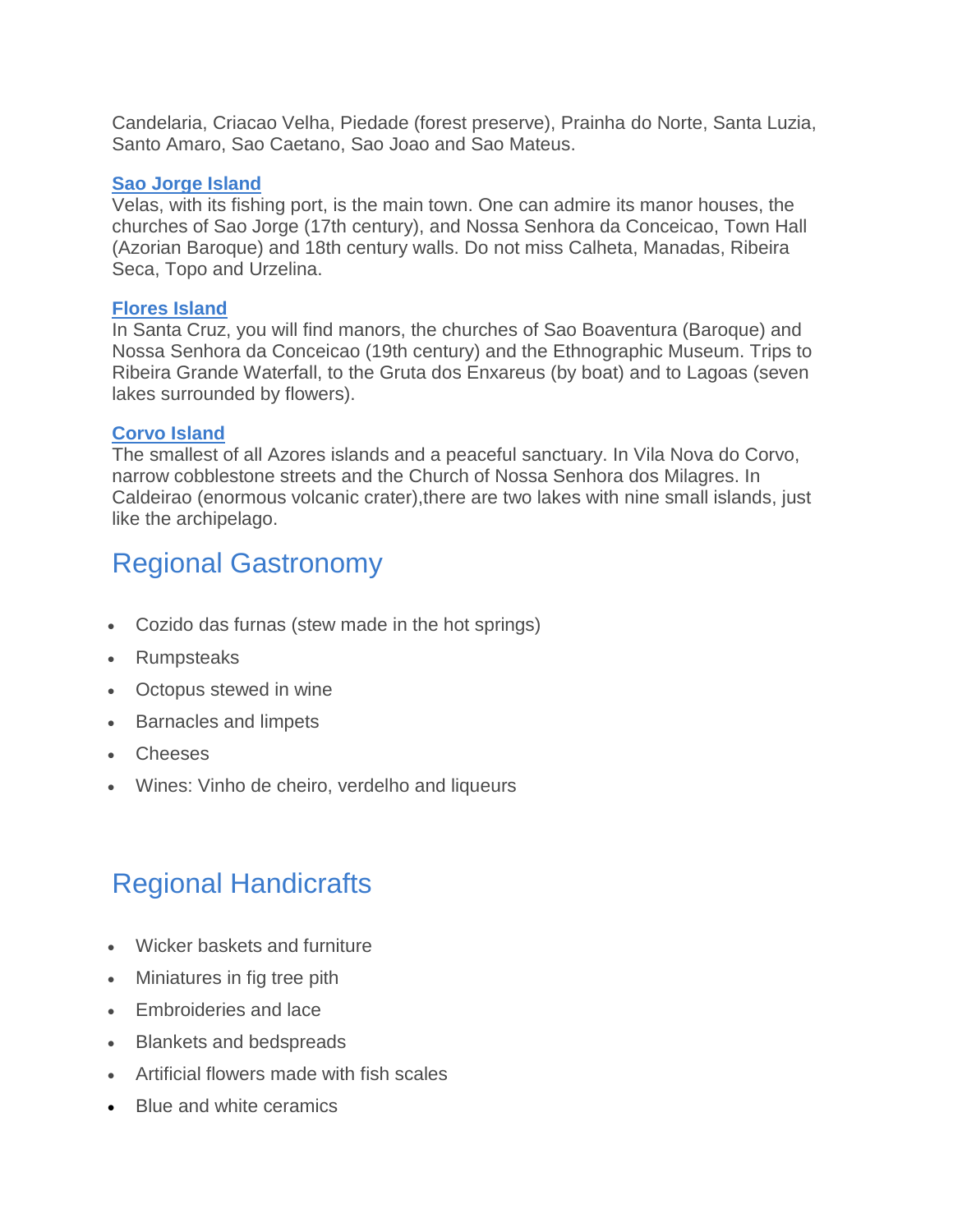Candelaria, Criacao Velha, Piedade (forest preserve), Prainha do Norte, Santa Luzia, Santo Amaro, Sao Caetano, Sao Joao and Sao Mateus.

**Sao Jorge Island**
Velas, with its fishing port, is the main town. One can admire its manor houses, the churches of Sao Jorge (17th century), and Nossa Senhora da Conceicao, Town Hall (Azorian Baroque) and 18th century walls. Do not miss Calheta, Manadas, Ribeira Seca, Topo and Urzelina.

**Flores Island**
In Santa Cruz, you will find manors, the churches of Sao Boaventura (Baroque) and Nossa Senhora da Conceicao (19th century) and the Ethnographic Museum. Trips to Ribeira Grande Waterfall, to the Gruta dos Enxareus (by boat) and to Lagoas (seven lakes surrounded by flowers).

**Corvo Island**
The smallest of all Azores islands and a peaceful sanctuary. In Vila Nova do Corvo, narrow cobblestone streets and the Church of Nossa Senhora dos Milagres. In Caldeirao (enormous volcanic crater),there are two lakes with nine small islands, just like the archipelago.

## Regional Gastronomy

- Cozido das furnas (stew made in the hot springs)
- Rumpsteaks
- Octopus stewed in wine
- Barnacles and limpets
- Cheeses
- Wines: Vinho de cheiro, verdelho and liqueurs

## Regional Handicrafts

- Wicker baskets and furniture
- Miniatures in fig tree pith
- Embroideries and lace
- Blankets and bedspreads
- Artificial flowers made with fish scales
- Blue and white ceramics